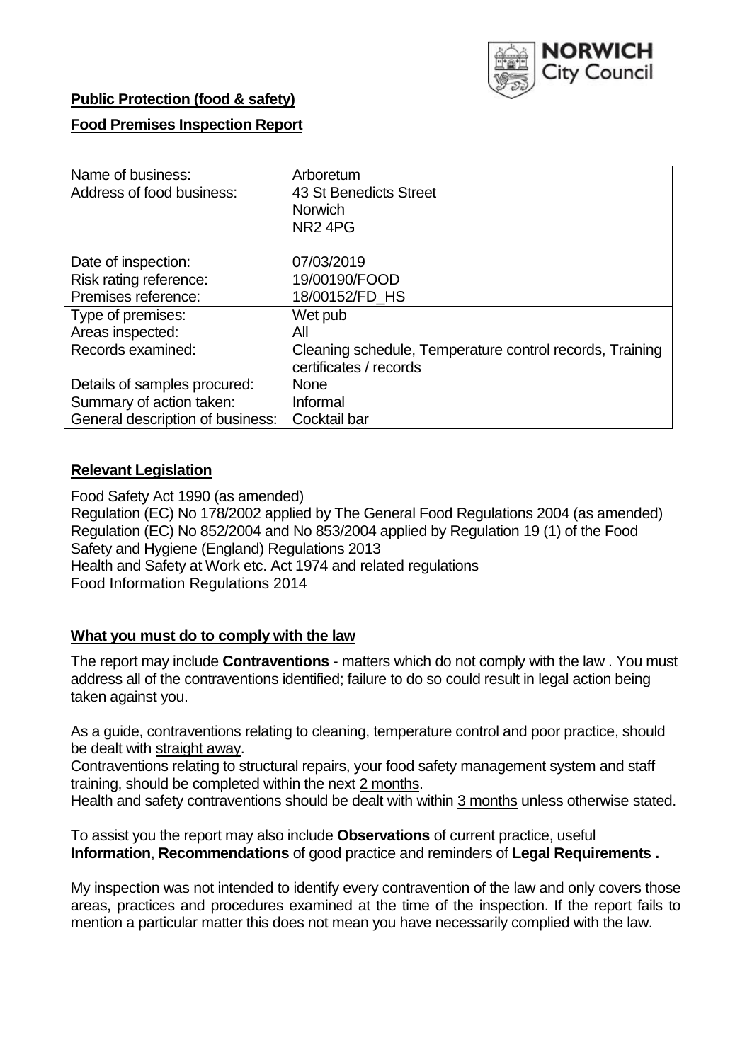NORWICH City Council

**Public Protection (food & safety)**

**Food Premises Inspection Report**

| Name of business: | Arboretum |
|---|---|
| Address of food business: | 43 St Benedicts Street<br>Norwich<br>NR2 4PG |
| Date of inspection: | 07/03/2019 |
| Risk rating reference: | 19/00190/FOOD |
| Premises reference: | 18/00152/FD_HS |
| Type of premises: | Wet pub |
| Areas inspected: | All |
| Records examined: | Cleaning schedule, Temperature control records, Training certificates / records |
| Details of samples procured: | None |
| Summary of action taken: | Informal |
| General description of business: | Cocktail bar |

## Relevant Legislation

Food Safety Act 1990 (as amended)
Regulation (EC) No 178/2002 applied by The General Food Regulations 2004 (as amended)
Regulation (EC) No 852/2004 and No 853/2004 applied by Regulation 19 (1) of the Food Safety and Hygiene (England) Regulations 2013
Health and Safety at Work etc. Act 1974 and related regulations
Food Information Regulations 2014

## What you must do to comply with the law

The report may include **Contraventions** - matters which do not comply with the law . You must address all of the contraventions identified; failure to do so could result in legal action being taken against you.

As a guide, contraventions relating to cleaning, temperature control and poor practice, should be dealt with straight away.

Contraventions relating to structural repairs, your food safety management system and staff training, should be completed within the next 2 months.

Health and safety contraventions should be dealt with within 3 months unless otherwise stated.

To assist you the report may also include **Observations** of current practice, useful **Information**, **Recommendations** of good practice and reminders of **Legal Requirements .**

My inspection was not intended to identify every contravention of the law and only covers those areas, practices and procedures examined at the time of the inspection. If the report fails to mention a particular matter this does not mean you have necessarily complied with the law.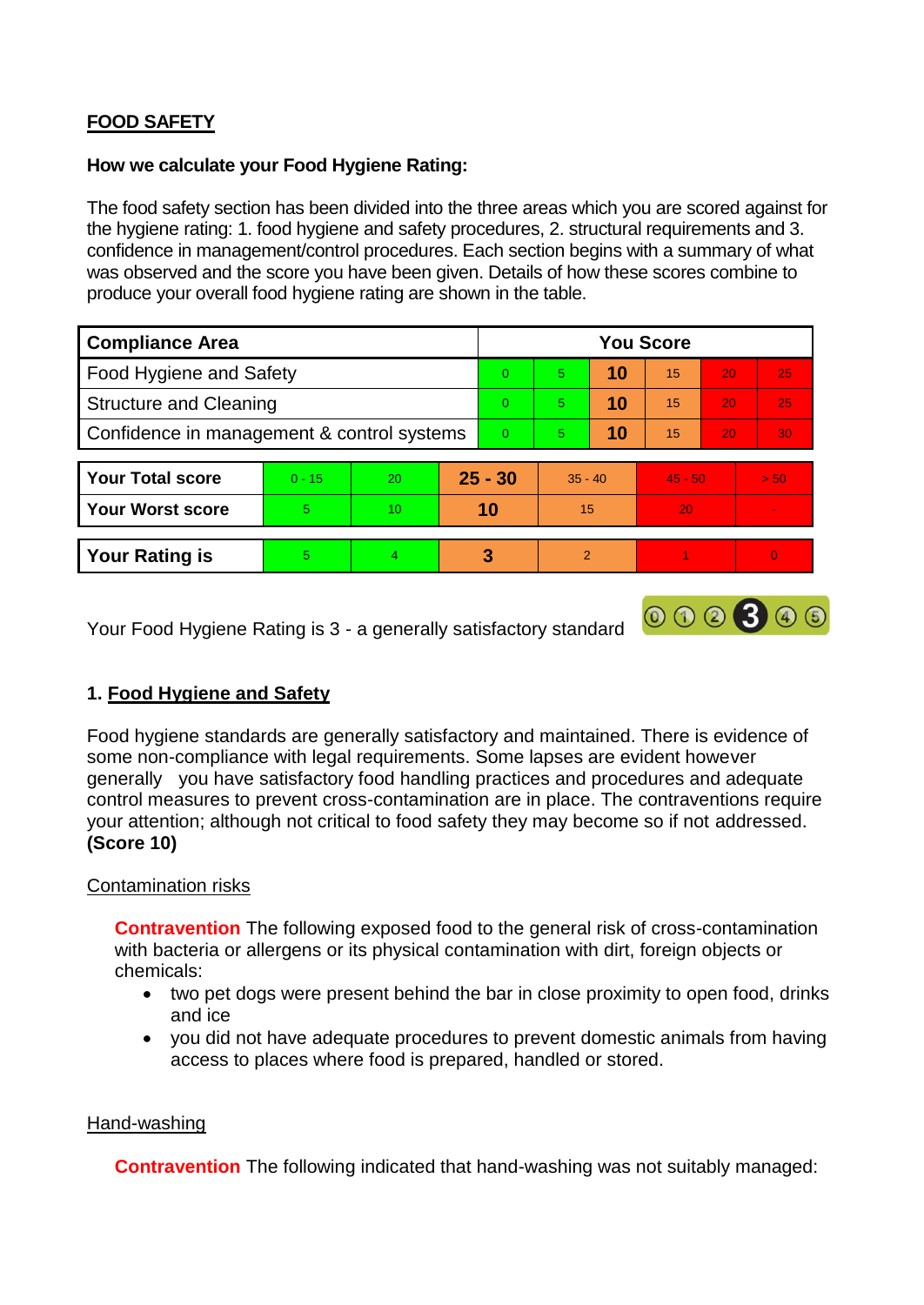## FOOD SAFETY

**How we calculate your Food Hygiene Rating:**

The food safety section has been divided into the three areas which you are scored against for the hygiene rating: 1. food hygiene and safety procedures, 2. structural requirements and 3. confidence in management/control procedures. Each section begins with a summary of what was observed and the score you have been given. Details of how these scores combine to produce your overall food hygiene rating are shown in the table.

| Compliance Area | You Score | | | | | |
|---|---|---|---|---|---|---|
| Food Hygiene and Safety | 0 | 5 | **10** | 15 | 20 | 25 |
| Structure and Cleaning | 0 | 5 | **10** | 15 | 20 | 25 |
| Confidence in management & control systems | 0 | 5 | **10** | 15 | 20 | 30 |

| | | | | | | |
|---|---|---|---|---|---|---|
| **Your Total score** | 0 - 15 | 20 | **25 - 30** | 35 - 40 | 45 - 50 | > 50 |
| **Your Worst score** | 5 | 10 | **10** | 15 | 20 | - |

| | | | | | | |
|---|---|---|---|---|---|---|
| **Your Rating is** | 5 | 4 | **3** | 2 | 1 | 0 |

Your Food Hygiene Rating is 3 - a generally satisfactory standard

### 1. Food Hygiene and Safety

Food hygiene standards are generally satisfactory and maintained. There is evidence of some non-compliance with legal requirements. Some lapses are evident however generally you have satisfactory food handling practices and procedures and adequate control measures to prevent cross-contamination are in place. The contraventions require your attention; although not critical to food safety they may become so if not addressed. **(Score 10)**

Contamination risks

**Contravention** The following exposed food to the general risk of cross-contamination with bacteria or allergens or its physical contamination with dirt, foreign objects or chemicals:

- two pet dogs were present behind the bar in close proximity to open food, drinks and ice
- you did not have adequate procedures to prevent domestic animals from having access to places where food is prepared, handled or stored.

Hand-washing

**Contravention** The following indicated that hand-washing was not suitably managed: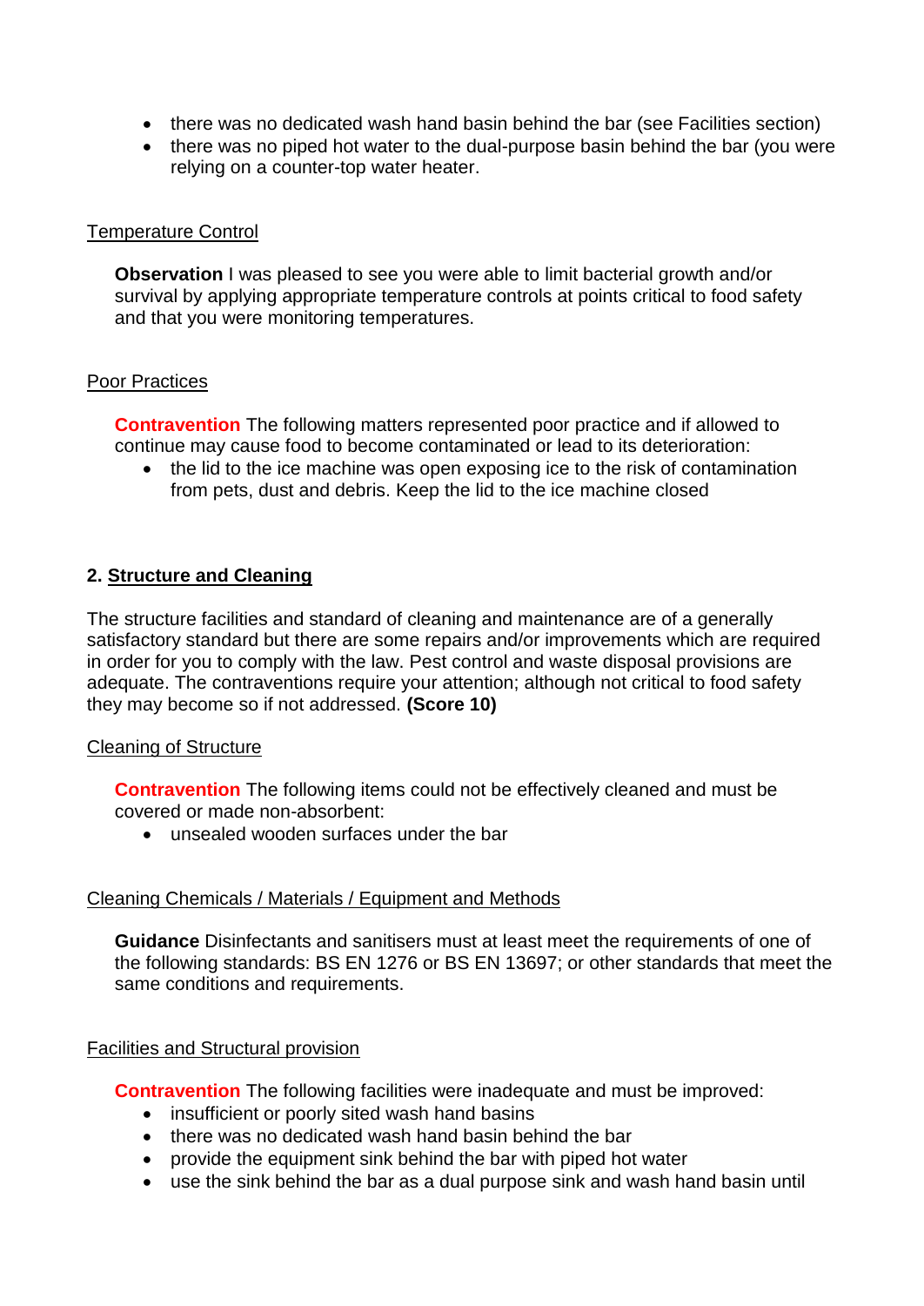- there was no dedicated wash hand basin behind the bar (see Facilities section)
- there was no piped hot water to the dual-purpose basin behind the bar (you were relying on a counter-top water heater.

Temperature Control

**Observation** I was pleased to see you were able to limit bacterial growth and/or survival by applying appropriate temperature controls at points critical to food safety and that you were monitoring temperatures.

Poor Practices

**Contravention** The following matters represented poor practice and if allowed to continue may cause food to become contaminated or lead to its deterioration:

- the lid to the ice machine was open exposing ice to the risk of contamination from pets, dust and debris. Keep the lid to the ice machine closed

## 2. Structure and Cleaning

The structure facilities and standard of cleaning and maintenance are of a generally satisfactory standard but there are some repairs and/or improvements which are required in order for you to comply with the law. Pest control and waste disposal provisions are adequate. The contraventions require your attention; although not critical to food safety they may become so if not addressed. **(Score 10)**

Cleaning of Structure

**Contravention** The following items could not be effectively cleaned and must be covered or made non-absorbent:

- unsealed wooden surfaces under the bar

Cleaning Chemicals / Materials / Equipment and Methods

**Guidance** Disinfectants and sanitisers must at least meet the requirements of one of the following standards: BS EN 1276 or BS EN 13697; or other standards that meet the same conditions and requirements.

Facilities and Structural provision

**Contravention** The following facilities were inadequate and must be improved:

- insufficient or poorly sited wash hand basins
- there was no dedicated wash hand basin behind the bar
- provide the equipment sink behind the bar with piped hot water
- use the sink behind the bar as a dual purpose sink and wash hand basin until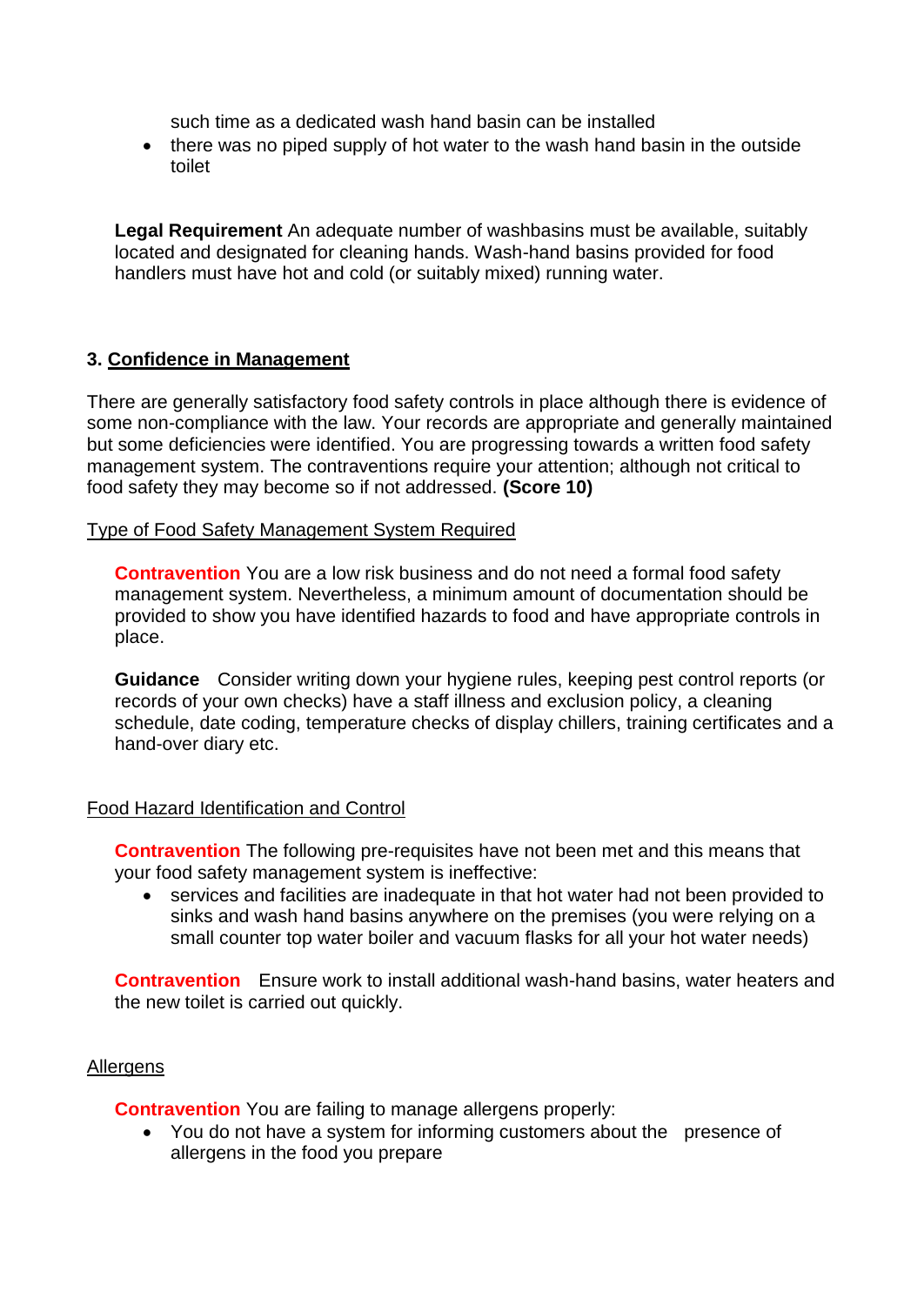such time as a dedicated wash hand basin can be installed

- there was no piped supply of hot water to the wash hand basin in the outside toilet

**Legal Requirement** An adequate number of washbasins must be available, suitably located and designated for cleaning hands. Wash-hand basins provided for food handlers must have hot and cold (or suitably mixed) running water.

### 3. Confidence in Management

There are generally satisfactory food safety controls in place although there is evidence of some non-compliance with the law. Your records are appropriate and generally maintained but some deficiencies were identified. You are progressing towards a written food safety management system. The contraventions require your attention; although not critical to food safety they may become so if not addressed. **(Score 10)**

Type of Food Safety Management System Required

**Contravention** You are a low risk business and do not need a formal food safety management system. Nevertheless, a minimum amount of documentation should be provided to show you have identified hazards to food and have appropriate controls in place.

**Guidance** Consider writing down your hygiene rules, keeping pest control reports (or records of your own checks) have a staff illness and exclusion policy, a cleaning schedule, date coding, temperature checks of display chillers, training certificates and a hand-over diary etc.

Food Hazard Identification and Control

**Contravention** The following pre-requisites have not been met and this means that your food safety management system is ineffective:

- services and facilities are inadequate in that hot water had not been provided to sinks and wash hand basins anywhere on the premises (you were relying on a small counter top water boiler and vacuum flasks for all your hot water needs)

**Contravention** Ensure work to install additional wash-hand basins, water heaters and the new toilet is carried out quickly.

Allergens

**Contravention** You are failing to manage allergens properly:

- You do not have a system for informing customers about the presence of allergens in the food you prepare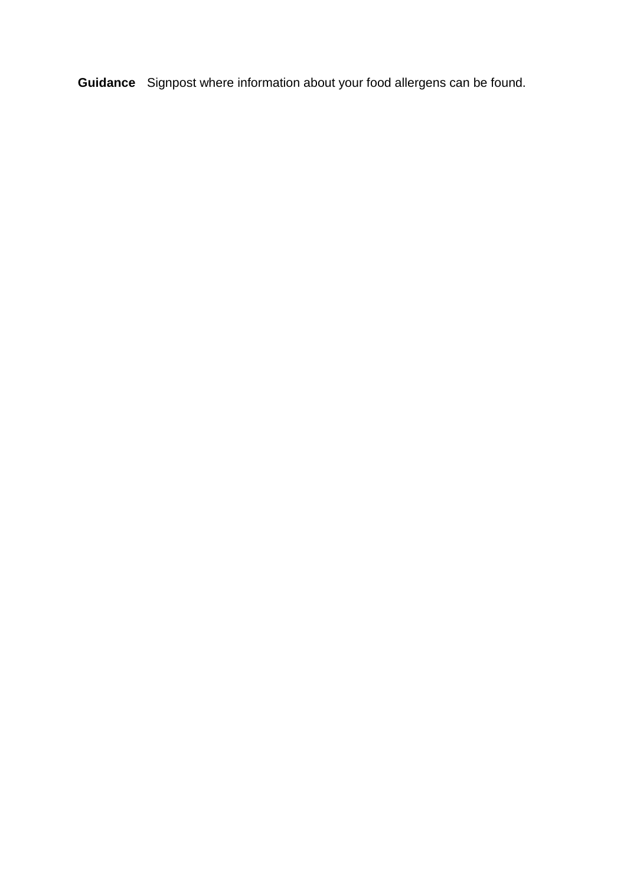**Guidance** Signpost where information about your food allergens can be found.